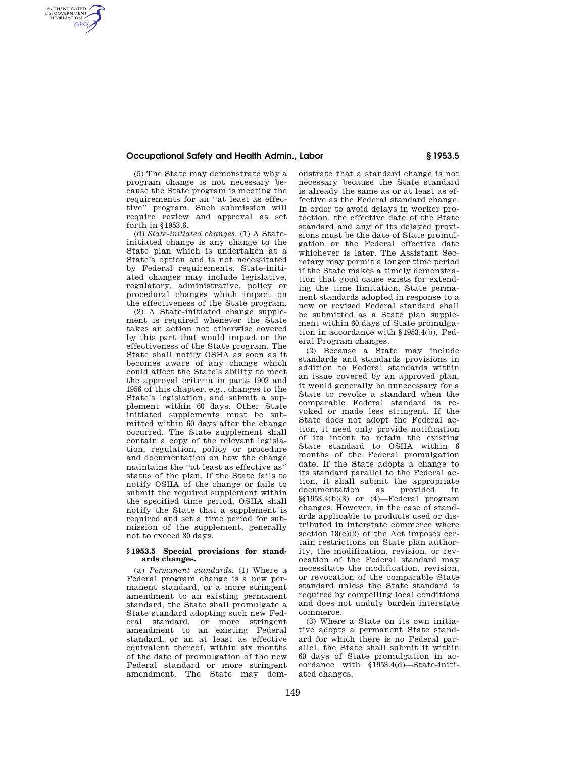(5) The State may demonstrate why a program change is not necessary because the State program is meeting the requirements for an ''at least as effective'' program. Such submission will require review and approval as set forth in §1953.6.

(d) *State-initiated changes.* (1) A State-initiated change is any change to the State plan which is undertaken at a State's option and is not necessitated by Federal requirements. State-initiated changes may include legislative, regulatory, administrative, policy or procedural changes which impact on the effectiveness of the State program.

(2) A State-initiated change supplement is required whenever the State takes an action not otherwise covered by this part that would impact on the effectiveness of the State program. The State shall notify OSHA as soon as it becomes aware of any change which could affect the State's ability to meet the approval criteria in parts 1902 and 1956 of this chapter, e.g., changes to the State's legislation, and submit a supplement within 60 days. Other State initiated supplements must be submitted within 60 days after the change occurred. The State supplement shall contain a copy of the relevant legislation, regulation, policy or procedure and documentation on how the change maintains the ''at least as effective as'' status of the plan. If the State fails to notify OSHA of the change or fails to submit the required supplement within the specified time period, OSHA shall notify the State that a supplement is required and set a time period for submission of the supplement, generally not to exceed 30 days.

### §1953.5 Special provisions for standards changes.

(a) *Permanent standards.* (1) Where a Federal program change is a new permanent standard, or a more stringent amendment to an existing permanent standard, the State shall promulgate a State standard adopting such new Federal standard, or more stringent amendment to an existing Federal standard, or an at least as effective equivalent thereof, within six months of the date of promulgation of the new Federal standard or more stringent amendment. The State may demonstrate that a standard change is not necessary because the State standard is already the same as or at least as effective as the Federal standard change. In order to avoid delays in worker protection, the effective date of the State standard and any of its delayed provisions must be the date of State promulgation or the Federal effective date whichever is later. The Assistant Secretary may permit a longer time period if the State makes a timely demonstration that good cause exists for extending the time limitation. State permanent standards adopted in response to a new or revised Federal standard shall be submitted as a State plan supplement within 60 days of State promulgation in accordance with §1953.4(b), Federal Program changes.

(2) Because a State may include standards and standards provisions in addition to Federal standards within an issue covered by an approved plan, it would generally be unnecessary for a State to revoke a standard when the comparable Federal standard is revoked or made less stringent. If the State does not adopt the Federal action, it need only provide notification of its intent to retain the existing State standard to OSHA within 6 months of the Federal promulgation date. If the State adopts a change to its standard parallel to the Federal action, it shall submit the appropriate documentation as provided in §§1953.4(b)(3) or (4)—Federal program changes. However, in the case of standards applicable to products used or distributed in interstate commerce where section 18(c)(2) of the Act imposes certain restrictions on State plan authority, the modification, revision, or revocation of the Federal standard may necessitate the modification, revision, or revocation of the comparable State standard unless the State standard is required by compelling local conditions and does not unduly burden interstate commerce.

(3) Where a State on its own initiative adopts a permanent State standard for which there is no Federal parallel, the State shall submit it within 60 days of State promulgation in accordance with §1953.4(d)—State-initiated changes,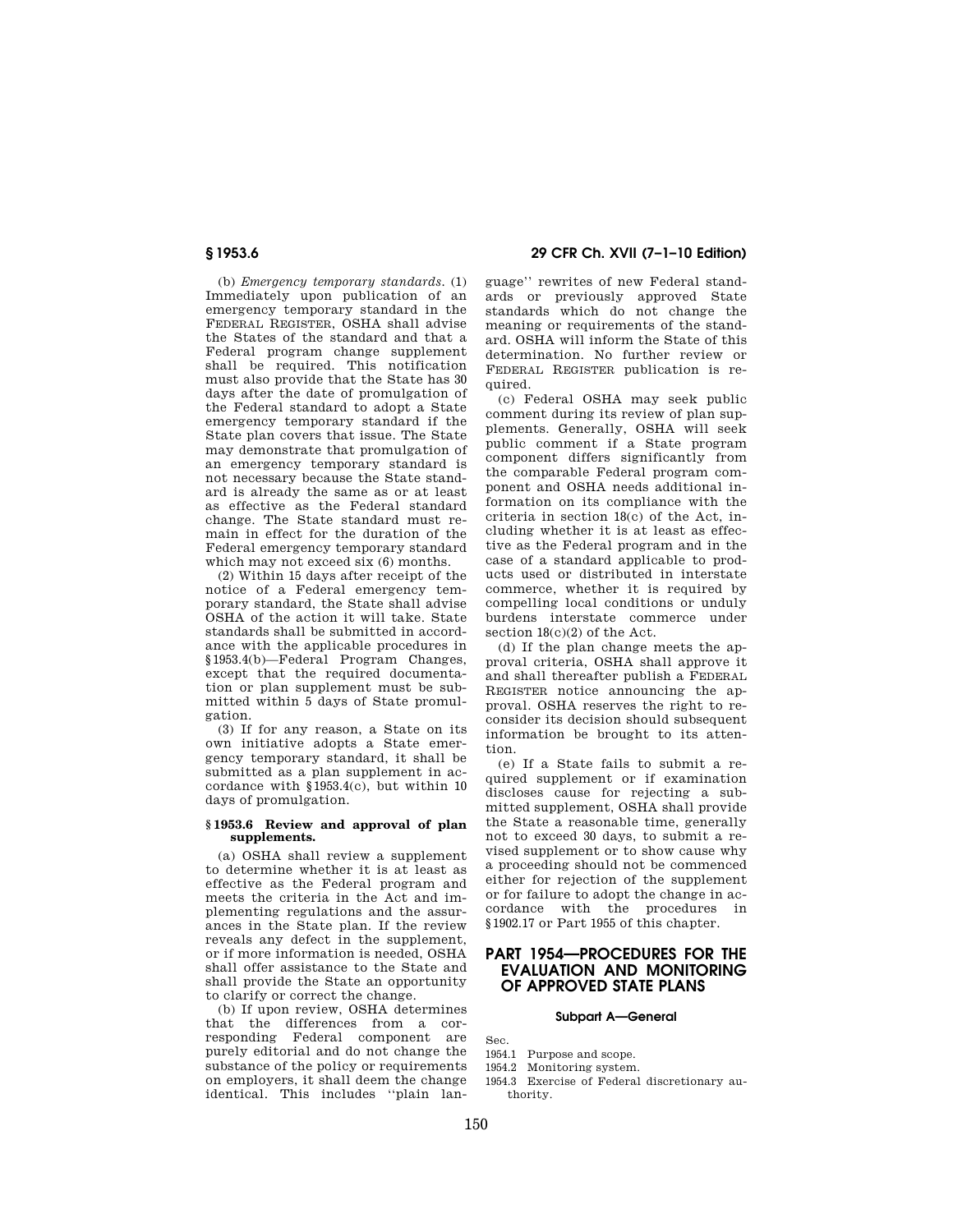(b) *Emergency temporary standards.* (1) Immediately upon publication of an emergency temporary standard in the FEDERAL REGISTER, OSHA shall advise the States of the standard and that a Federal program change supplement shall be required. This notification must also provide that the State has 30 days after the date of promulgation of the Federal standard to adopt a State emergency temporary standard if the State plan covers that issue. The State may demonstrate that promulgation of an emergency temporary standard is not necessary because the State standard is already the same as or at least as effective as the Federal standard change. The State standard must remain in effect for the duration of the Federal emergency temporary standard which may not exceed six (6) months.

(2) Within 15 days after receipt of the notice of a Federal emergency temporary standard, the State shall advise OSHA of the action it will take. State standards shall be submitted in accordance with the applicable procedures in §1953.4(b)—Federal Program Changes, except that the required documentation or plan supplement must be submitted within 5 days of State promulgation.

(3) If for any reason, a State on its own initiative adopts a State emergency temporary standard, it shall be submitted as a plan supplement in accordance with §1953.4(c), but within 10 days of promulgation.

### § 1953.6 Review and approval of plan supplements.

(a) OSHA shall review a supplement to determine whether it is at least as effective as the Federal program and meets the criteria in the Act and implementing regulations and the assurances in the State plan. If the review reveals any defect in the supplement, or if more information is needed, OSHA shall offer assistance to the State and shall provide the State an opportunity to clarify or correct the change.

(b) If upon review, OSHA determines that the differences from a corresponding Federal component are purely editorial and do not change the substance of the policy or requirements on employers, it shall deem the change identical. This includes ''plain language'' rewrites of new Federal standards or previously approved State standards which do not change the meaning or requirements of the standard. OSHA will inform the State of this determination. No further review or FEDERAL REGISTER publication is required.

(c) Federal OSHA may seek public comment during its review of plan supplements. Generally, OSHA will seek public comment if a State program component differs significantly from the comparable Federal program component and OSHA needs additional information on its compliance with the criteria in section 18(c) of the Act, including whether it is at least as effective as the Federal program and in the case of a standard applicable to products used or distributed in interstate commerce, whether it is required by compelling local conditions or unduly burdens interstate commerce under section 18(c)(2) of the Act.

(d) If the plan change meets the approval criteria, OSHA shall approve it and shall thereafter publish a FEDERAL REGISTER notice announcing the approval. OSHA reserves the right to reconsider its decision should subsequent information be brought to its attention.

(e) If a State fails to submit a required supplement or if examination discloses cause for rejecting a submitted supplement, OSHA shall provide the State a reasonable time, generally not to exceed 30 days, to submit a revised supplement or to show cause why a proceeding should not be commenced either for rejection of the supplement or for failure to adopt the change in accordance with the procedures in §1902.17 or Part 1955 of this chapter.

# PART 1954—PROCEDURES FOR THE EVALUATION AND MONITORING OF APPROVED STATE PLANS

## Subpart A—General

Sec.

1954.1 Purpose and scope.

1954.2 Monitoring system.

1954.3 Exercise of Federal discretionary authority.